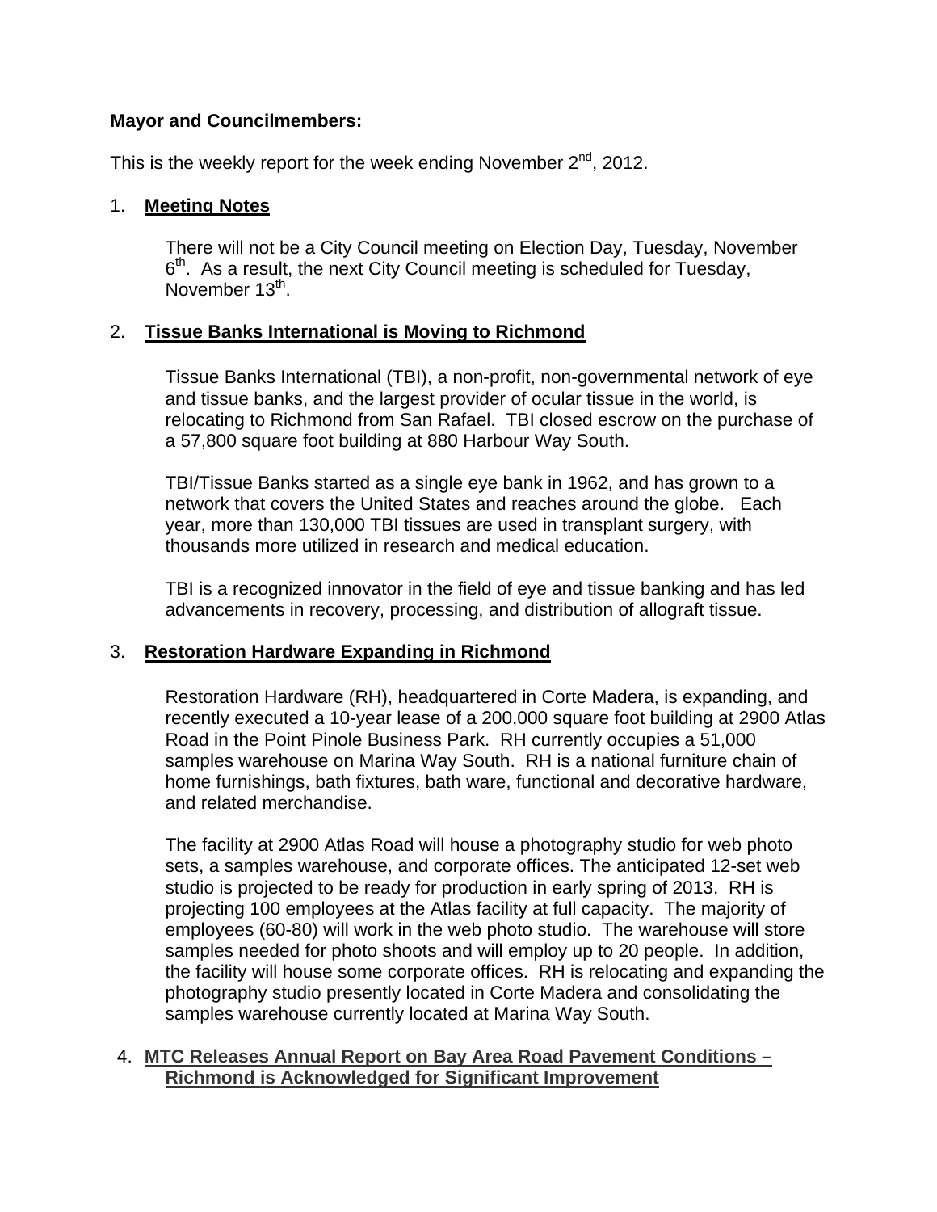**Mayor and Councilmembers:**

This is the weekly report for the week ending November 2nd, 2012.

1. **Meeting Notes**

   There will not be a City Council meeting on Election Day, Tuesday, November 6th. As a result, the next City Council meeting is scheduled for Tuesday, November 13th.

2. **Tissue Banks International is Moving to Richmond**

   Tissue Banks International (TBI), a non-profit, non-governmental network of eye and tissue banks, and the largest provider of ocular tissue in the world, is relocating to Richmond from San Rafael. TBI closed escrow on the purchase of a 57,800 square foot building at 880 Harbour Way South.

   TBI/Tissue Banks started as a single eye bank in 1962, and has grown to a network that covers the United States and reaches around the globe. Each year, more than 130,000 TBI tissues are used in transplant surgery, with thousands more utilized in research and medical education.

   TBI is a recognized innovator in the field of eye and tissue banking and has led advancements in recovery, processing, and distribution of allograft tissue.

3. **Restoration Hardware Expanding in Richmond**

   Restoration Hardware (RH), headquartered in Corte Madera, is expanding, and recently executed a 10-year lease of a 200,000 square foot building at 2900 Atlas Road in the Point Pinole Business Park. RH currently occupies a 51,000 samples warehouse on Marina Way South. RH is a national furniture chain of home furnishings, bath fixtures, bath ware, functional and decorative hardware, and related merchandise.

   The facility at 2900 Atlas Road will house a photography studio for web photo sets, a samples warehouse, and corporate offices. The anticipated 12-set web studio is projected to be ready for production in early spring of 2013. RH is projecting 100 employees at the Atlas facility at full capacity. The majority of employees (60-80) will work in the web photo studio. The warehouse will store samples needed for photo shoots and will employ up to 20 people. In addition, the facility will house some corporate offices. RH is relocating and expanding the photography studio presently located in Corte Madera and consolidating the samples warehouse currently located at Marina Way South.

4. **MTC Releases Annual Report on Bay Area Road Pavement Conditions – Richmond is Acknowledged for Significant Improvement**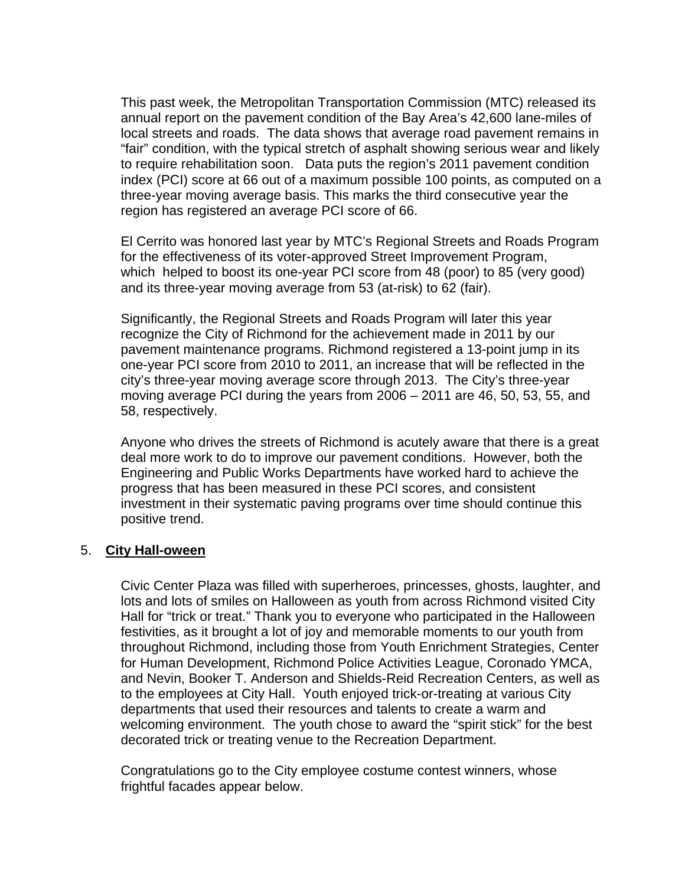This past week, the Metropolitan Transportation Commission (MTC) released its annual report on the pavement condition of the Bay Area's 42,600 lane-miles of local streets and roads. The data shows that average road pavement remains in "fair" condition, with the typical stretch of asphalt showing serious wear and likely to require rehabilitation soon. Data puts the region's 2011 pavement condition index (PCI) score at 66 out of a maximum possible 100 points, as computed on a three-year moving average basis. This marks the third consecutive year the region has registered an average PCI score of 66.

El Cerrito was honored last year by MTC's Regional Streets and Roads Program for the effectiveness of its voter-approved Street Improvement Program, which helped to boost its one-year PCI score from 48 (poor) to 85 (very good) and its three-year moving average from 53 (at-risk) to 62 (fair).

Significantly, the Regional Streets and Roads Program will later this year recognize the City of Richmond for the achievement made in 2011 by our pavement maintenance programs. Richmond registered a 13-point jump in its one-year PCI score from 2010 to 2011, an increase that will be reflected in the city's three-year moving average score through 2013. The City's three-year moving average PCI during the years from 2006 – 2011 are 46, 50, 53, 55, and 58, respectively.

Anyone who drives the streets of Richmond is acutely aware that there is a great deal more work to do to improve our pavement conditions. However, both the Engineering and Public Works Departments have worked hard to achieve the progress that has been measured in these PCI scores, and consistent investment in their systematic paving programs over time should continue this positive trend.

## 5. **City Hall-oween**

Civic Center Plaza was filled with superheroes, princesses, ghosts, laughter, and lots and lots of smiles on Halloween as youth from across Richmond visited City Hall for "trick or treat." Thank you to everyone who participated in the Halloween festivities, as it brought a lot of joy and memorable moments to our youth from throughout Richmond, including those from Youth Enrichment Strategies, Center for Human Development, Richmond Police Activities League, Coronado YMCA, and Nevin, Booker T. Anderson and Shields-Reid Recreation Centers, as well as to the employees at City Hall. Youth enjoyed trick-or-treating at various City departments that used their resources and talents to create a warm and welcoming environment. The youth chose to award the "spirit stick" for the best decorated trick or treating venue to the Recreation Department.

Congratulations go to the City employee costume contest winners, whose frightful facades appear below.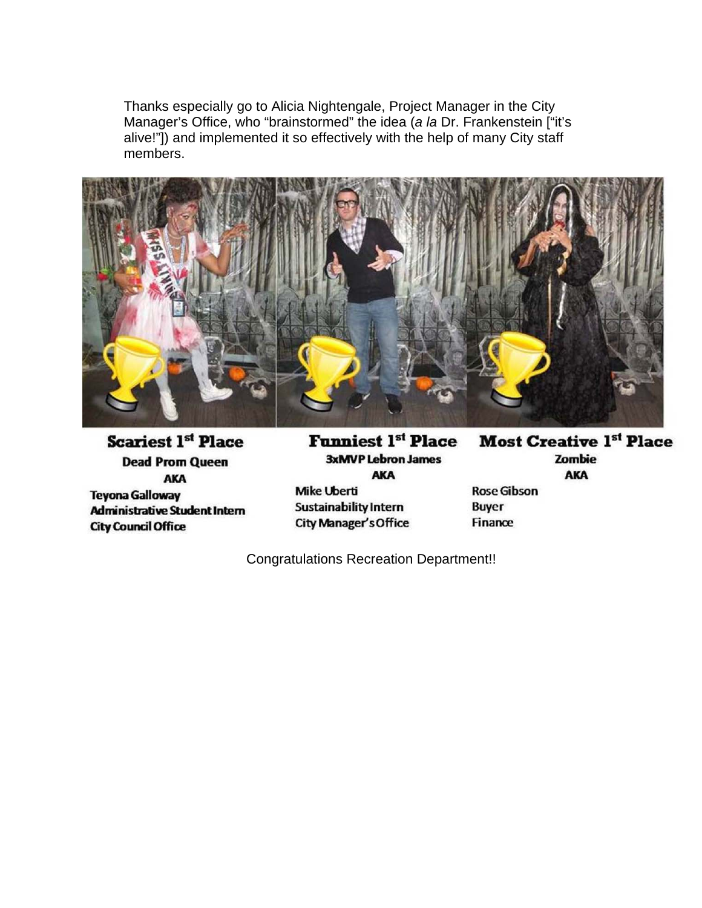Thanks especially go to Alicia Nightengale, Project Manager in the City Manager's Office, who "brainstormed" the idea (*a la* Dr. Frankenstein ["it's alive!"]) and implemented it so effectively with the help of many City staff members.

**Scariest 1st Place**
Dead Prom Queen
AKA
Teyona Galloway
Administrative Student Intern
City Council Office

**Funniest 1st Place**
3xMVP Lebron James
AKA
Mike Uberti
Sustainability Intern
City Manager's Office

**Most Creative 1st Place**
Zombie
AKA
Rose Gibson
Buyer
Finance

Congratulations Recreation Department!!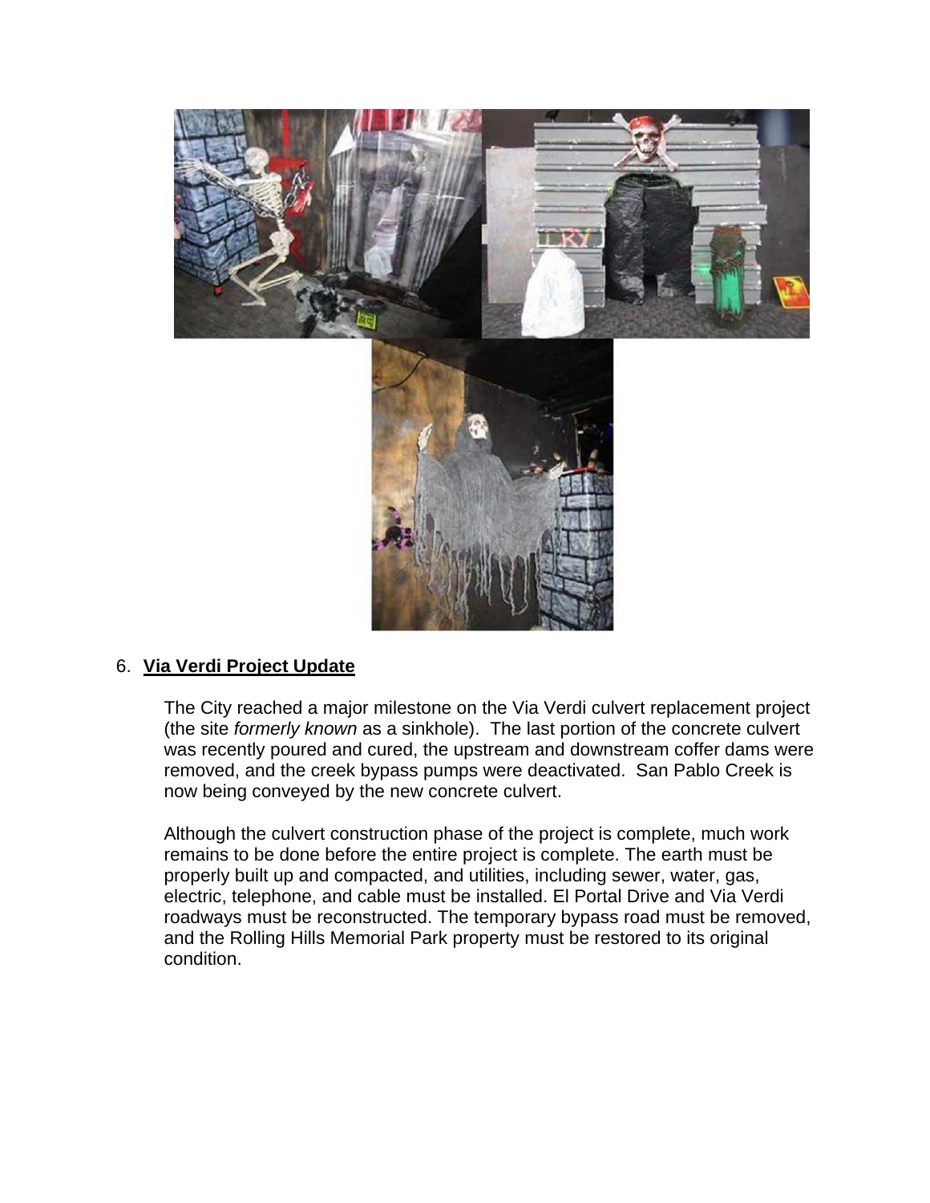6. **Via Verdi Project Update**

The City reached a major milestone on the Via Verdi culvert replacement project (the site *formerly known* as a sinkhole). The last portion of the concrete culvert was recently poured and cured, the upstream and downstream coffer dams were removed, and the creek bypass pumps were deactivated. San Pablo Creek is now being conveyed by the new concrete culvert.

Although the culvert construction phase of the project is complete, much work remains to be done before the entire project is complete. The earth must be properly built up and compacted, and utilities, including sewer, water, gas, electric, telephone, and cable must be installed. El Portal Drive and Via Verdi roadways must be reconstructed. The temporary bypass road must be removed, and the Rolling Hills Memorial Park property must be restored to its original condition.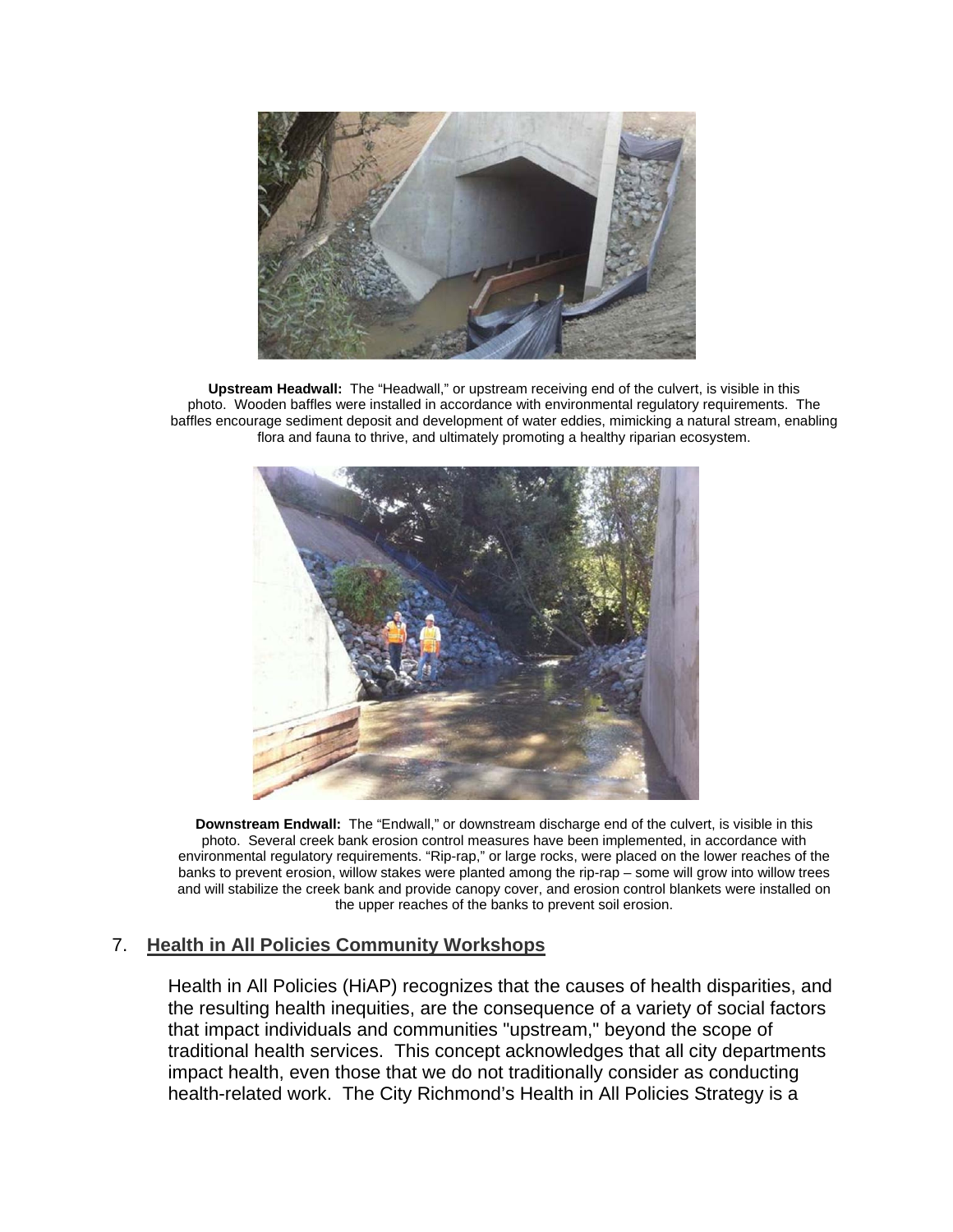**Upstream Headwall:** The "Headwall," or upstream receiving end of the culvert, is visible in this photo. Wooden baffles were installed in accordance with environmental regulatory requirements. The baffles encourage sediment deposit and development of water eddies, mimicking a natural stream, enabling flora and fauna to thrive, and ultimately promoting a healthy riparian ecosystem.

**Downstream Endwall:** The "Endwall," or downstream discharge end of the culvert, is visible in this photo. Several creek bank erosion control measures have been implemented, in accordance with environmental regulatory requirements. "Rip-rap," or large rocks, were placed on the lower reaches of the banks to prevent erosion, willow stakes were planted among the rip-rap – some will grow into willow trees and will stabilize the creek bank and provide canopy cover, and erosion control blankets were installed on the upper reaches of the banks to prevent soil erosion.

## 7. Health in All Policies Community Workshops

Health in All Policies (HiAP) recognizes that the causes of health disparities, and the resulting health inequities, are the consequence of a variety of social factors that impact individuals and communities "upstream," beyond the scope of traditional health services. This concept acknowledges that all city departments impact health, even those that we do not traditionally consider as conducting health-related work. The City Richmond's Health in All Policies Strategy is a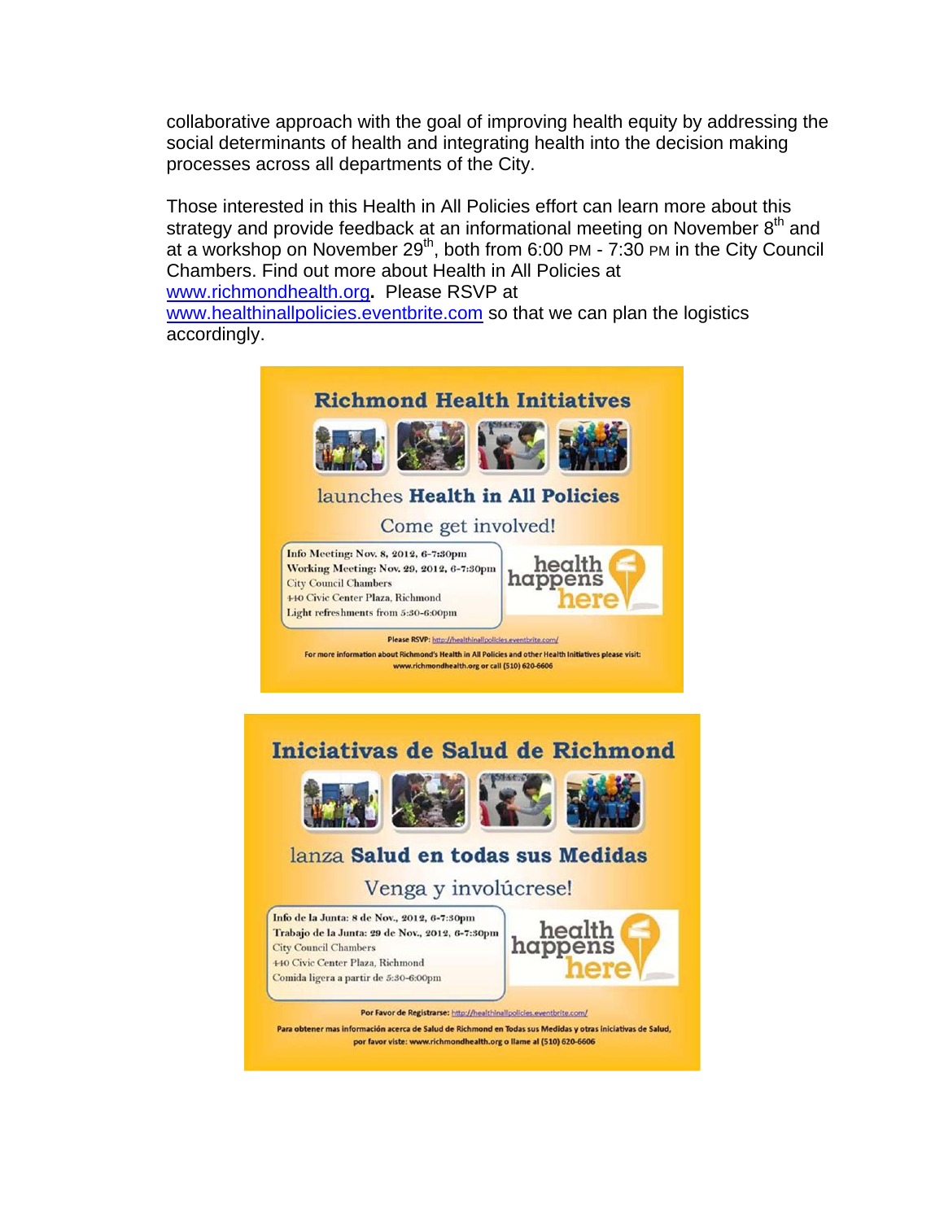collaborative approach with the goal of improving health equity by addressing the social determinants of health and integrating health into the decision making processes across all departments of the City.

Those interested in this Health in All Policies effort can learn more about this strategy and provide feedback at an informational meeting on November 8th and at a workshop on November 29th, both from 6:00 PM - 7:30 PM in the City Council Chambers. Find out more about Health in All Policies at www.richmondhealth.org. Please RSVP at www.healthinallpolicies.eventbrite.com so that we can plan the logistics accordingly.

**Richmond Health Initiatives**

launches **Health in All Policies**

Come get involved!

Info Meeting: Nov. 8, 2012, 6-7:30pm
Working Meeting: Nov. 29, 2012, 6-7:30pm
City Council Chambers
440 Civic Center Plaza, Richmond
Light refreshments from 5:30-6:00pm

health happens here

Please RSVP: http://healthinallpolicies.eventbrite.com/

For more information about Richmond's Health in All Policies and other Health Initiatives please visit: www.richmondhealth.org or call (510) 620-6606

**Iniciativas de Salud de Richmond**

lanza **Salud en todas sus Medidas**

Venga y involúcrese!

Info de la Junta: 8 de Nov., 2012, 6-7:30pm
Trabajo de la Junta: 29 de Nov., 2012, 6-7:30pm
City Council Chambers
440 Civic Center Plaza, Richmond
Comida ligera a partir de 5:30-6:00pm

health happens here

Por Favor de Registrarse: http://healthinallpolicies.eventbrite.com/

Para obtener mas información acerca de Salud de Richmond en Todas sus Medidas y otras iniciativas de Salud, por favor viste: www.richmondhealth.org o llame al (510) 620-6606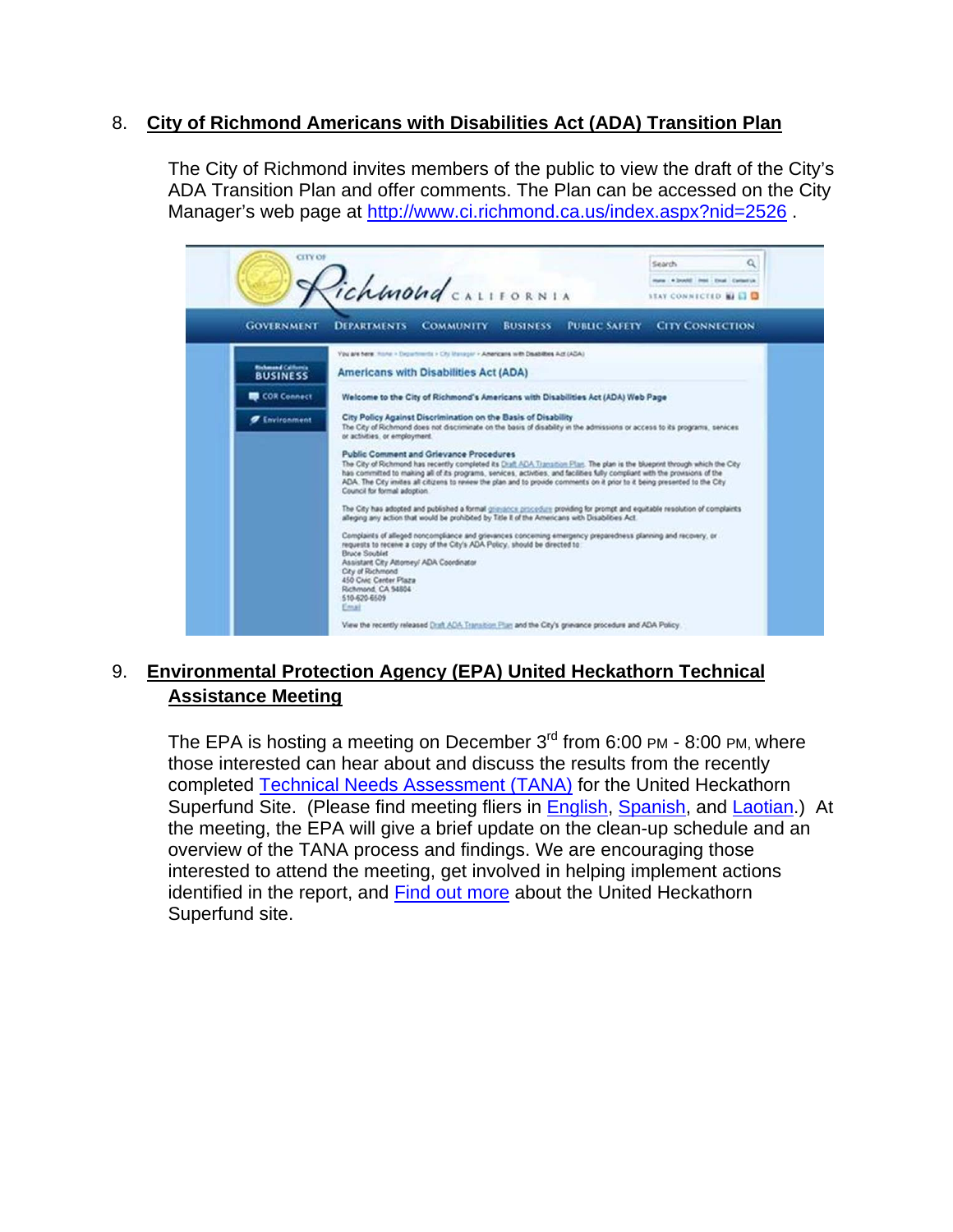## 8. City of Richmond Americans with Disabilities Act (ADA) Transition Plan

The City of Richmond invites members of the public to view the draft of the City's ADA Transition Plan and offer comments. The Plan can be accessed on the City Manager's web page at http://www.ci.richmond.ca.us/index.aspx?nid=2526 .

## 9. Environmental Protection Agency (EPA) United Heckathorn Technical Assistance Meeting

The EPA is hosting a meeting on December 3rd from 6:00 PM - 8:00 PM, where those interested can hear about and discuss the results from the recently completed Technical Needs Assessment (TANA) for the United Heckathorn Superfund Site. (Please find meeting fliers in English, Spanish, and Laotian.) At the meeting, the EPA will give a brief update on the clean-up schedule and an overview of the TANA process and findings. We are encouraging those interested to attend the meeting, get involved in helping implement actions identified in the report, and Find out more about the United Heckathorn Superfund site.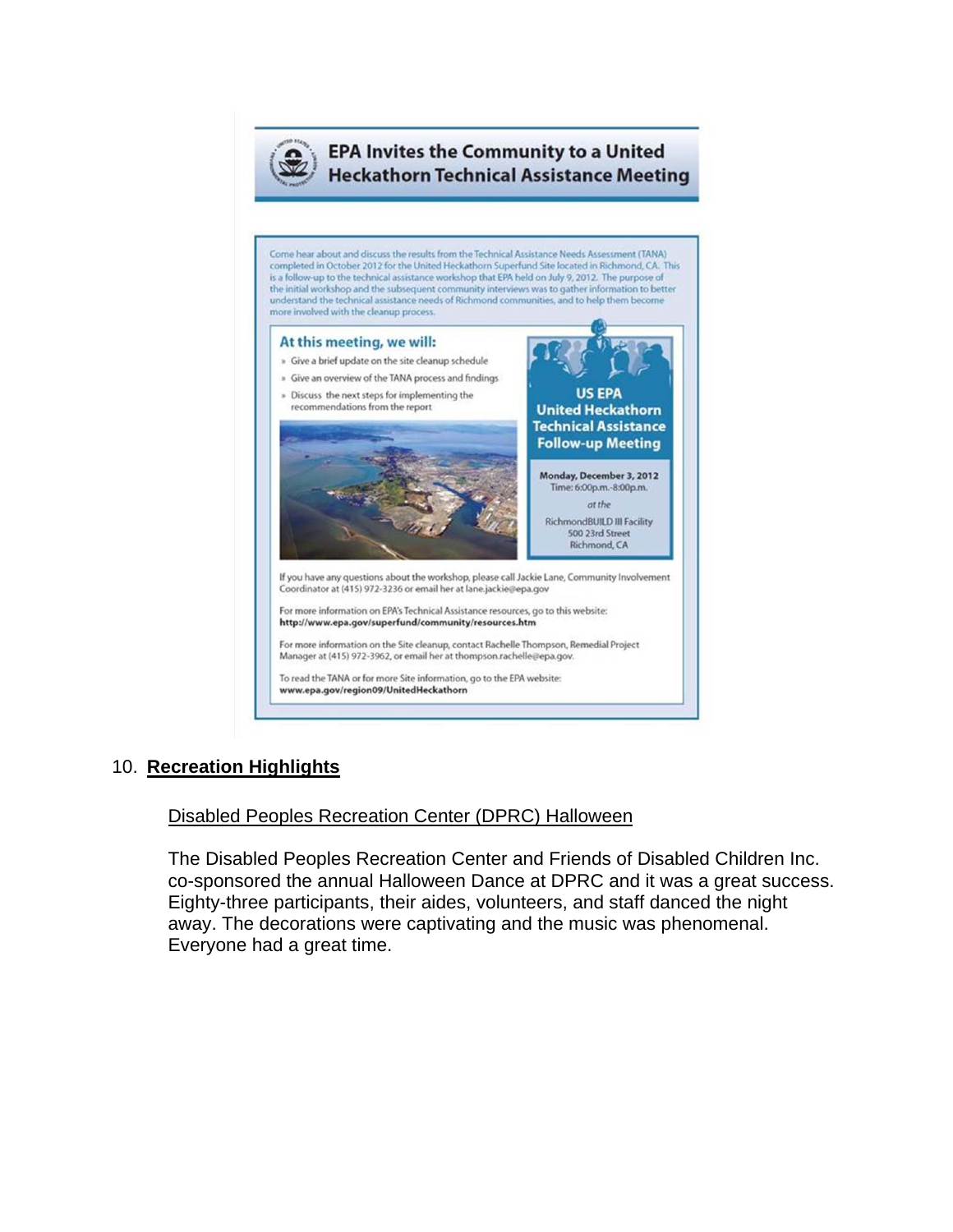# EPA Invites the Community to a United Heckathorn Technical Assistance Meeting

Come hear about and discuss the results from the Technical Assistance Needs Assessment (TANA) completed in October 2012 for the United Heckathorn Superfund Site located in Richmond, CA. This is a follow-up to the technical assistance workshop that EPA held on July 9, 2012. The purpose of the initial workshop and the subsequent community interviews was to gather information to better understand the technical assistance needs of Richmond communities, and to help them become more involved with the cleanup process.

## At this meeting, we will:

- Give a brief update on the site cleanup schedule
- Give an overview of the TANA process and findings
- Discuss the next steps for implementing the recommendations from the report

**US EPA United Heckathorn Technical Assistance Follow-up Meeting**

**Monday, December 3, 2012**
Time: 6:00p.m.-8:00p.m.

*at the*

RichmondBUILD III Facility
500 23rd Street
Richmond, CA

If you have any questions about the workshop, please call Jackie Lane, Community Involvement Coordinator at (415) 972-3236 or email her at lane.jackie@epa.gov

For more information on EPA's Technical Assistance resources, go to this website:
**http://www.epa.gov/superfund/community/resources.htm**

For more information on the Site cleanup, contact Rachelle Thompson, Remedial Project Manager at (415) 972-3962, or email her at thompson.rachelle@epa.gov.

To read the TANA or for more Site information, go to the EPA website:
**www.epa.gov/region09/UnitedHeckathorn**

10. **Recreation Highlights**

Disabled Peoples Recreation Center (DPRC) Halloween

The Disabled Peoples Recreation Center and Friends of Disabled Children Inc. co-sponsored the annual Halloween Dance at DPRC and it was a great success. Eighty-three participants, their aides, volunteers, and staff danced the night away. The decorations were captivating and the music was phenomenal. Everyone had a great time.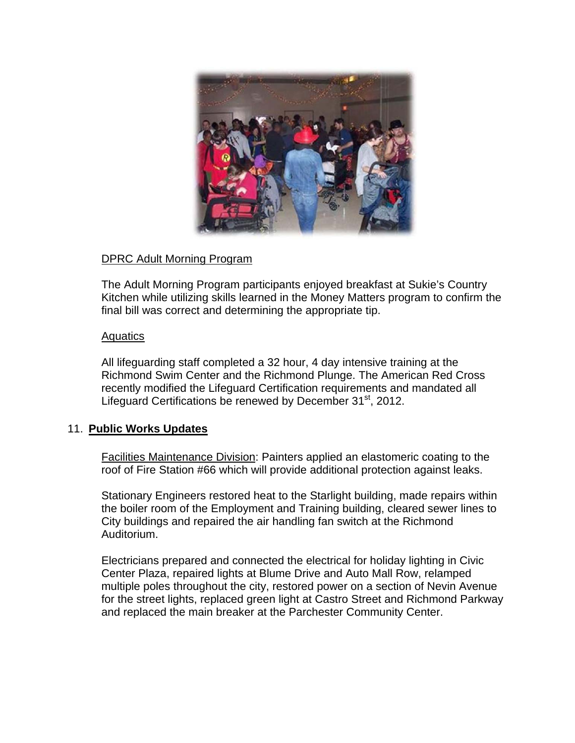DPRC Adult Morning Program

The Adult Morning Program participants enjoyed breakfast at Sukie's Country Kitchen while utilizing skills learned in the Money Matters program to confirm the final bill was correct and determining the appropriate tip.

Aquatics

All lifeguarding staff completed a 32 hour, 4 day intensive training at the Richmond Swim Center and the Richmond Plunge. The American Red Cross recently modified the Lifeguard Certification requirements and mandated all Lifeguard Certifications be renewed by December 31st, 2012.

## 11. Public Works Updates

Facilities Maintenance Division: Painters applied an elastomeric coating to the roof of Fire Station #66 which will provide additional protection against leaks.

Stationary Engineers restored heat to the Starlight building, made repairs within the boiler room of the Employment and Training building, cleared sewer lines to City buildings and repaired the air handling fan switch at the Richmond Auditorium.

Electricians prepared and connected the electrical for holiday lighting in Civic Center Plaza, repaired lights at Blume Drive and Auto Mall Row, relamped multiple poles throughout the city, restored power on a section of Nevin Avenue for the street lights, replaced green light at Castro Street and Richmond Parkway and replaced the main breaker at the Parchester Community Center.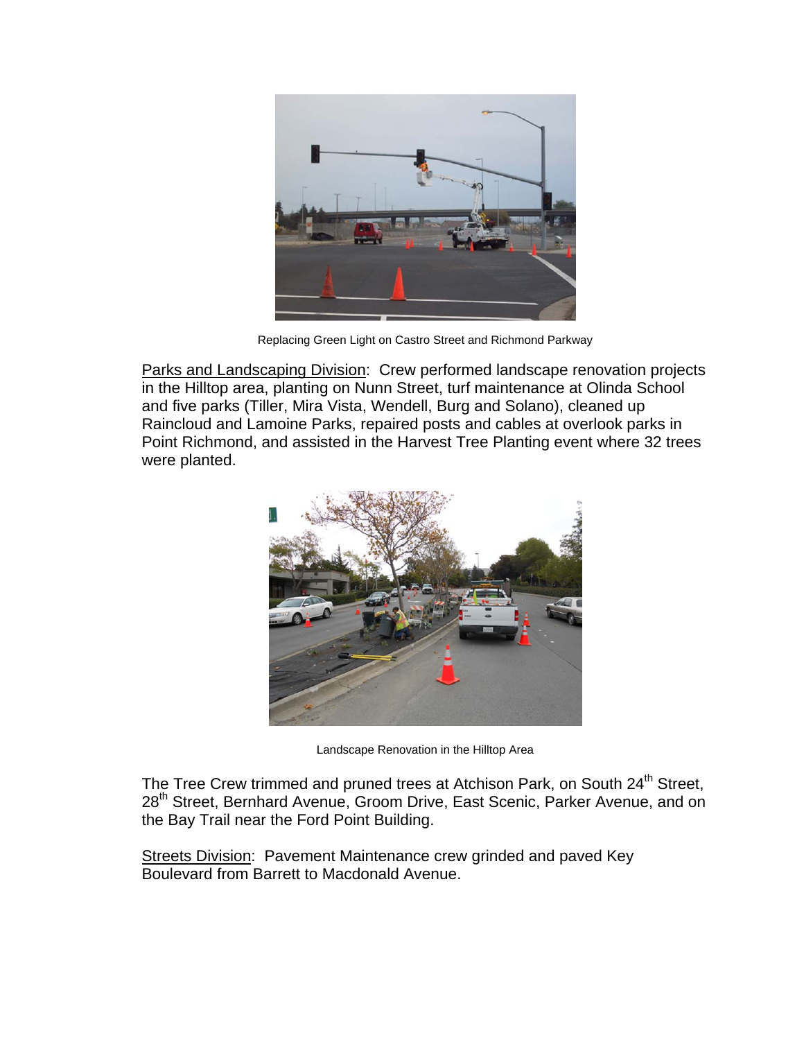Replacing Green Light on Castro Street and Richmond Parkway

Parks and Landscaping Division: Crew performed landscape renovation projects in the Hilltop area, planting on Nunn Street, turf maintenance at Olinda School and five parks (Tiller, Mira Vista, Wendell, Burg and Solano), cleaned up Raincloud and Lamoine Parks, repaired posts and cables at overlook parks in Point Richmond, and assisted in the Harvest Tree Planting event where 32 trees were planted.

Landscape Renovation in the Hilltop Area

The Tree Crew trimmed and pruned trees at Atchison Park, on South 24th Street, 28th Street, Bernhard Avenue, Groom Drive, East Scenic, Parker Avenue, and on the Bay Trail near the Ford Point Building.

Streets Division: Pavement Maintenance crew grinded and paved Key Boulevard from Barrett to Macdonald Avenue.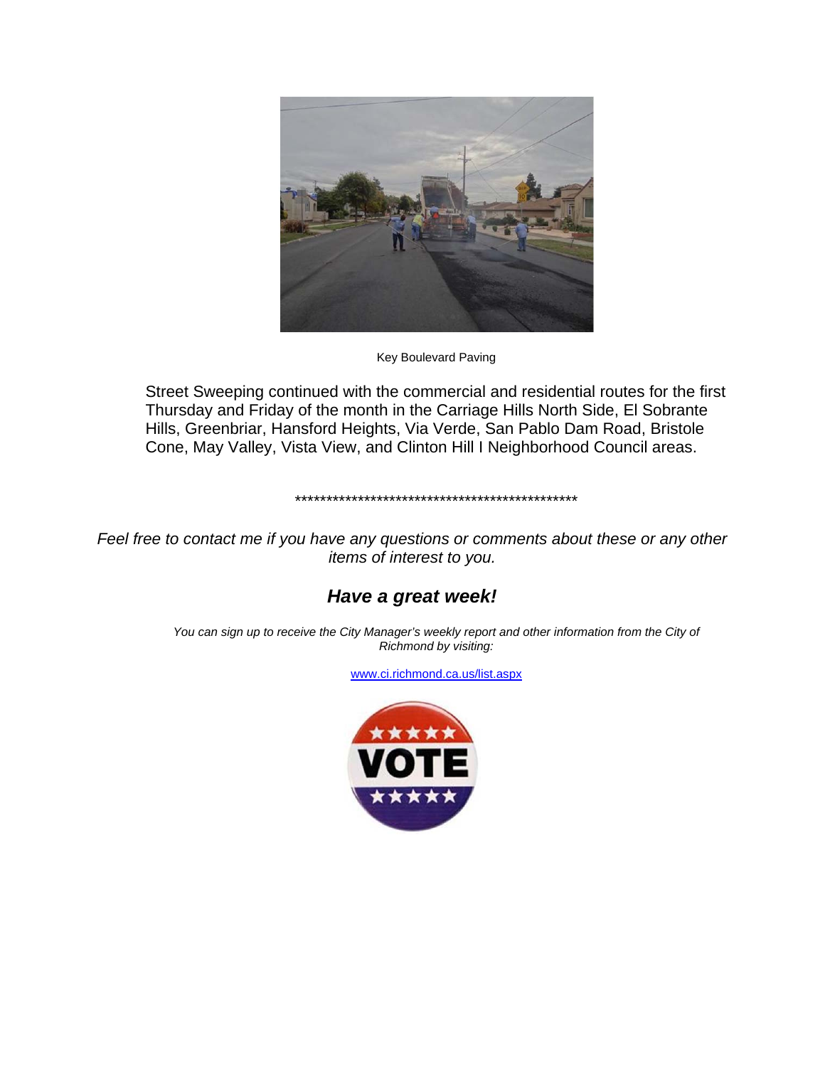Key Boulevard Paving

Street Sweeping continued with the commercial and residential routes for the first Thursday and Friday of the month in the Carriage Hills North Side, El Sobrante Hills, Greenbriar, Hansford Heights, Via Verde, San Pablo Dam Road, Bristole Cone, May Valley, Vista View, and Clinton Hill I Neighborhood Council areas.

***********************************************

*Feel free to contact me if you have any questions or comments about these or any other items of interest to you.*

***Have a great week!***

*You can sign up to receive the City Manager's weekly report and other information from the City of Richmond by visiting:*

www.ci.richmond.ca.us/list.aspx